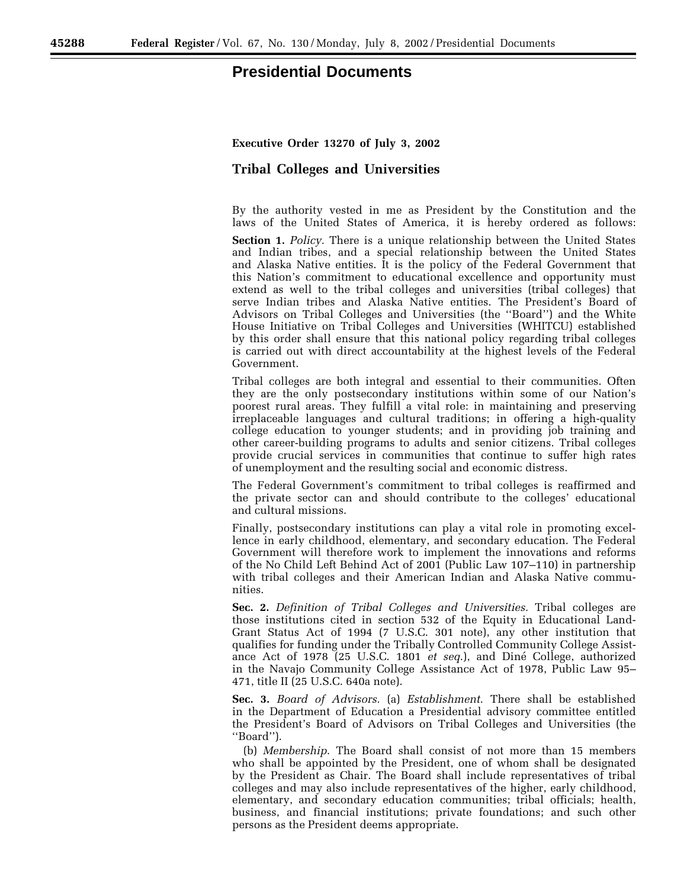# Presidential Documents

**Executive Order 13270 of July 3, 2002**

## Tribal Colleges and Universities

By the authority vested in me as President by the Constitution and the laws of the United States of America, it is hereby ordered as follows:

**Section 1.** *Policy.* There is a unique relationship between the United States and Indian tribes, and a special relationship between the United States and Alaska Native entities. It is the policy of the Federal Government that this Nation's commitment to educational excellence and opportunity must extend as well to the tribal colleges and universities (tribal colleges) that serve Indian tribes and Alaska Native entities. The President's Board of Advisors on Tribal Colleges and Universities (the ''Board'') and the White House Initiative on Tribal Colleges and Universities (WHITCU) established by this order shall ensure that this national policy regarding tribal colleges is carried out with direct accountability at the highest levels of the Federal Government.

Tribal colleges are both integral and essential to their communities. Often they are the only postsecondary institutions within some of our Nation's poorest rural areas. They fulfill a vital role: in maintaining and preserving irreplaceable languages and cultural traditions; in offering a high-quality college education to younger students; and in providing job training and other career-building programs to adults and senior citizens. Tribal colleges provide crucial services in communities that continue to suffer high rates of unemployment and the resulting social and economic distress.

The Federal Government's commitment to tribal colleges is reaffirmed and the private sector can and should contribute to the colleges' educational and cultural missions.

Finally, postsecondary institutions can play a vital role in promoting excellence in early childhood, elementary, and secondary education. The Federal Government will therefore work to implement the innovations and reforms of the No Child Left Behind Act of 2001 (Public Law 107–110) in partnership with tribal colleges and their American Indian and Alaska Native communities.

**Sec. 2.** *Definition of Tribal Colleges and Universities.* Tribal colleges are those institutions cited in section 532 of the Equity in Educational Land-Grant Status Act of 1994 (7 U.S.C. 301 note), any other institution that qualifies for funding under the Tribally Controlled Community College Assistance Act of 1978 (25 U.S.C. 1801 *et seq.*), and Diné College, authorized in the Navajo Community College Assistance Act of 1978, Public Law 95–471, title II (25 U.S.C. 640a note).

**Sec. 3.** *Board of Advisors.* (a) *Establishment.* There shall be established in the Department of Education a Presidential advisory committee entitled the President's Board of Advisors on Tribal Colleges and Universities (the ''Board'').

(b) *Membership.* The Board shall consist of not more than 15 members who shall be appointed by the President, one of whom shall be designated by the President as Chair. The Board shall include representatives of tribal colleges and may also include representatives of the higher, early childhood, elementary, and secondary education communities; tribal officials; health, business, and financial institutions; private foundations; and such other persons as the President deems appropriate.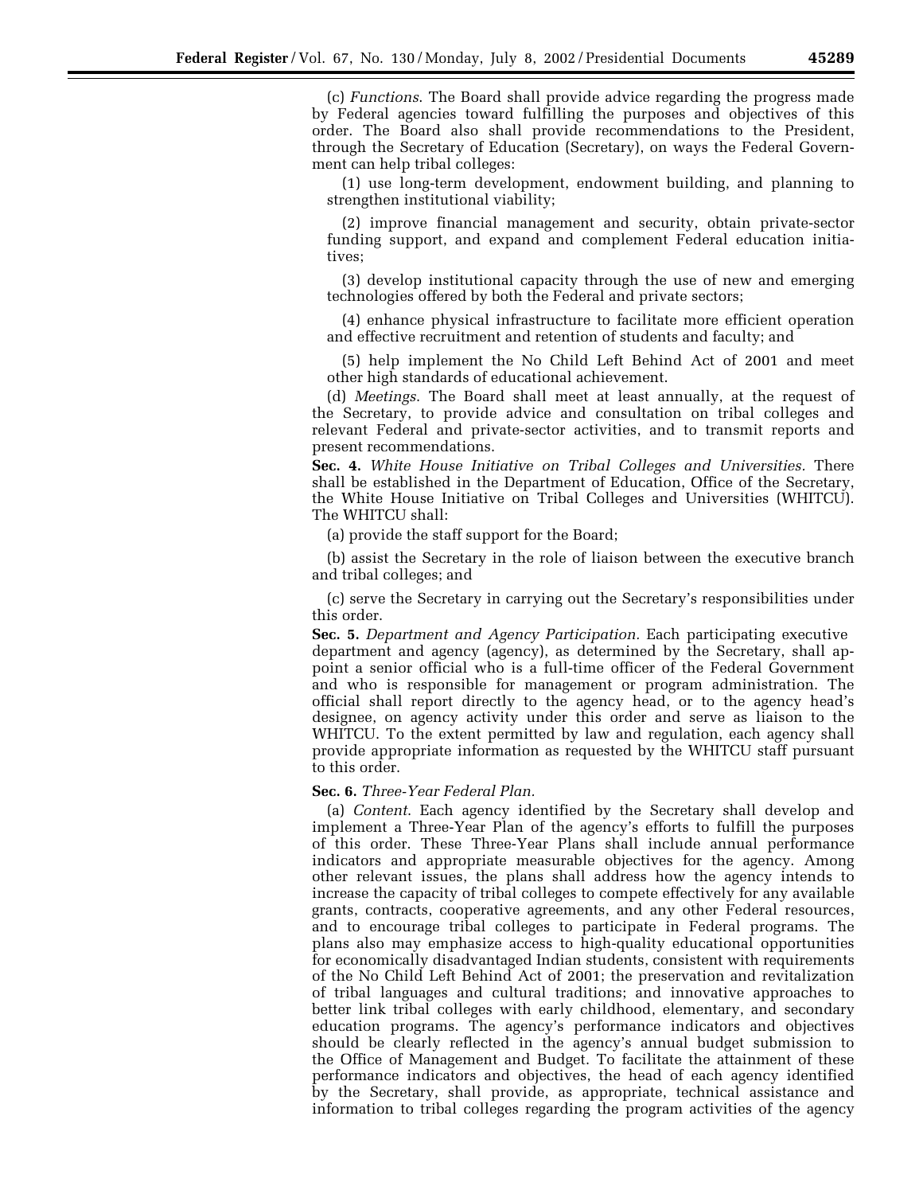(c) *Functions*. The Board shall provide advice regarding the progress made by Federal agencies toward fulfilling the purposes and objectives of this order. The Board also shall provide recommendations to the President, through the Secretary of Education (Secretary), on ways the Federal Government can help tribal colleges:

(1) use long-term development, endowment building, and planning to strengthen institutional viability;

(2) improve financial management and security, obtain private-sector funding support, and expand and complement Federal education initiatives;

(3) develop institutional capacity through the use of new and emerging technologies offered by both the Federal and private sectors;

(4) enhance physical infrastructure to facilitate more efficient operation and effective recruitment and retention of students and faculty; and

(5) help implement the No Child Left Behind Act of 2001 and meet other high standards of educational achievement.

(d) *Meetings*. The Board shall meet at least annually, at the request of the Secretary, to provide advice and consultation on tribal colleges and relevant Federal and private-sector activities, and to transmit reports and present recommendations.

**Sec. 4.** *White House Initiative on Tribal Colleges and Universities.* There shall be established in the Department of Education, Office of the Secretary, the White House Initiative on Tribal Colleges and Universities (WHITCU). The WHITCU shall:

(a) provide the staff support for the Board;

(b) assist the Secretary in the role of liaison between the executive branch and tribal colleges; and

(c) serve the Secretary in carrying out the Secretary's responsibilities under this order.

**Sec. 5.** *Department and Agency Participation.* Each participating executive department and agency (agency), as determined by the Secretary, shall appoint a senior official who is a full-time officer of the Federal Government and who is responsible for management or program administration. The official shall report directly to the agency head, or to the agency head's designee, on agency activity under this order and serve as liaison to the WHITCU. To the extent permitted by law and regulation, each agency shall provide appropriate information as requested by the WHITCU staff pursuant to this order.

**Sec. 6.** *Three-Year Federal Plan.*

(a) *Content.* Each agency identified by the Secretary shall develop and implement a Three-Year Plan of the agency's efforts to fulfill the purposes of this order. These Three-Year Plans shall include annual performance indicators and appropriate measurable objectives for the agency. Among other relevant issues, the plans shall address how the agency intends to increase the capacity of tribal colleges to compete effectively for any available grants, contracts, cooperative agreements, and any other Federal resources, and to encourage tribal colleges to participate in Federal programs. The plans also may emphasize access to high-quality educational opportunities for economically disadvantaged Indian students, consistent with requirements of the No Child Left Behind Act of 2001; the preservation and revitalization of tribal languages and cultural traditions; and innovative approaches to better link tribal colleges with early childhood, elementary, and secondary education programs. The agency's performance indicators and objectives should be clearly reflected in the agency's annual budget submission to the Office of Management and Budget. To facilitate the attainment of these performance indicators and objectives, the head of each agency identified by the Secretary, shall provide, as appropriate, technical assistance and information to tribal colleges regarding the program activities of the agency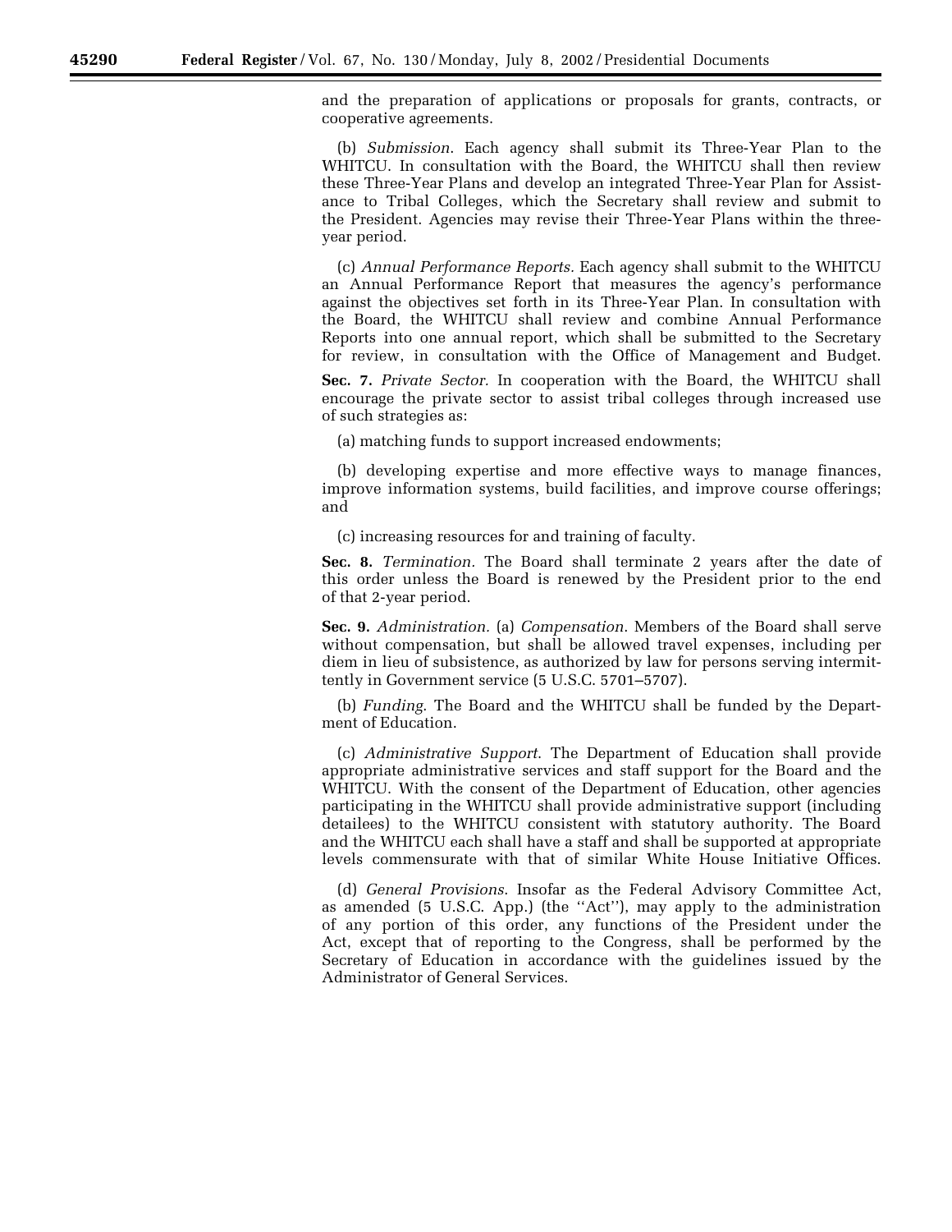and the preparation of applications or proposals for grants, contracts, or cooperative agreements.

(b) *Submission*. Each agency shall submit its Three-Year Plan to the WHITCU. In consultation with the Board, the WHITCU shall then review these Three-Year Plans and develop an integrated Three-Year Plan for Assistance to Tribal Colleges, which the Secretary shall review and submit to the President. Agencies may revise their Three-Year Plans within the three-year period.

(c) *Annual Performance Reports*. Each agency shall submit to the WHITCU an Annual Performance Report that measures the agency's performance against the objectives set forth in its Three-Year Plan. In consultation with the Board, the WHITCU shall review and combine Annual Performance Reports into one annual report, which shall be submitted to the Secretary for review, in consultation with the Office of Management and Budget.

**Sec. 7.** *Private Sector*. In cooperation with the Board, the WHITCU shall encourage the private sector to assist tribal colleges through increased use of such strategies as:

(a) matching funds to support increased endowments;

(b) developing expertise and more effective ways to manage finances, improve information systems, build facilities, and improve course offerings; and

(c) increasing resources for and training of faculty.

**Sec. 8.** *Termination*. The Board shall terminate 2 years after the date of this order unless the Board is renewed by the President prior to the end of that 2-year period.

**Sec. 9.** *Administration*. (a) *Compensation*. Members of the Board shall serve without compensation, but shall be allowed travel expenses, including per diem in lieu of subsistence, as authorized by law for persons serving intermittently in Government service (5 U.S.C. 5701–5707).

(b) *Funding*. The Board and the WHITCU shall be funded by the Department of Education.

(c) *Administrative Support*. The Department of Education shall provide appropriate administrative services and staff support for the Board and the WHITCU. With the consent of the Department of Education, other agencies participating in the WHITCU shall provide administrative support (including detailees) to the WHITCU consistent with statutory authority. The Board and the WHITCU each shall have a staff and shall be supported at appropriate levels commensurate with that of similar White House Initiative Offices.

(d) *General Provisions*. Insofar as the Federal Advisory Committee Act, as amended (5 U.S.C. App.) (the ''Act''), may apply to the administration of any portion of this order, any functions of the President under the Act, except that of reporting to the Congress, shall be performed by the Secretary of Education in accordance with the guidelines issued by the Administrator of General Services.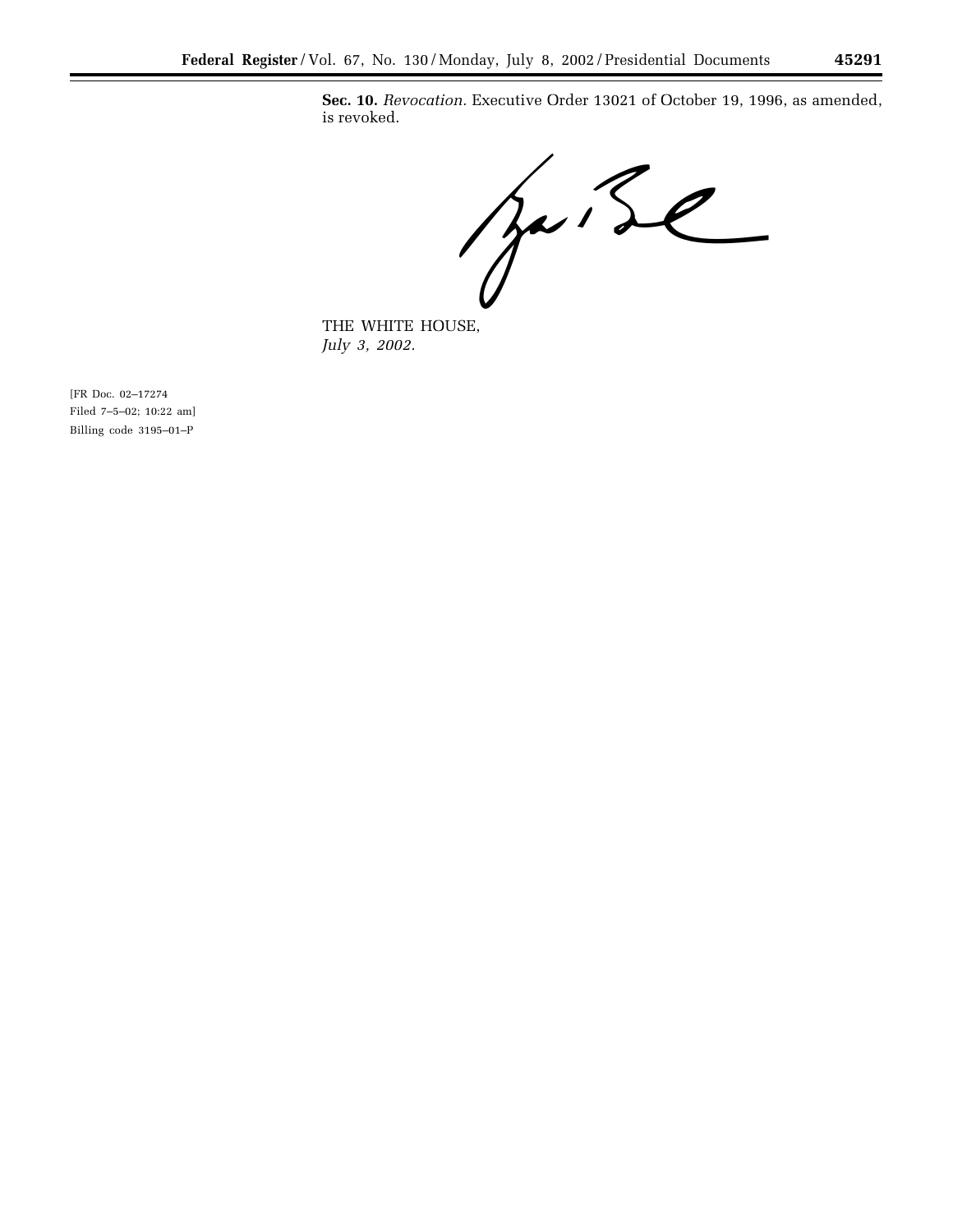**Sec. 10.** *Revocation.* Executive Order 13021 of October 19, 1996, as amended, is revoked.

THE WHITE HOUSE,
*July 3, 2002.*

[FR Doc. 02–17274
Filed 7–5–02; 10:22 am]
Billing code 3195–01–P